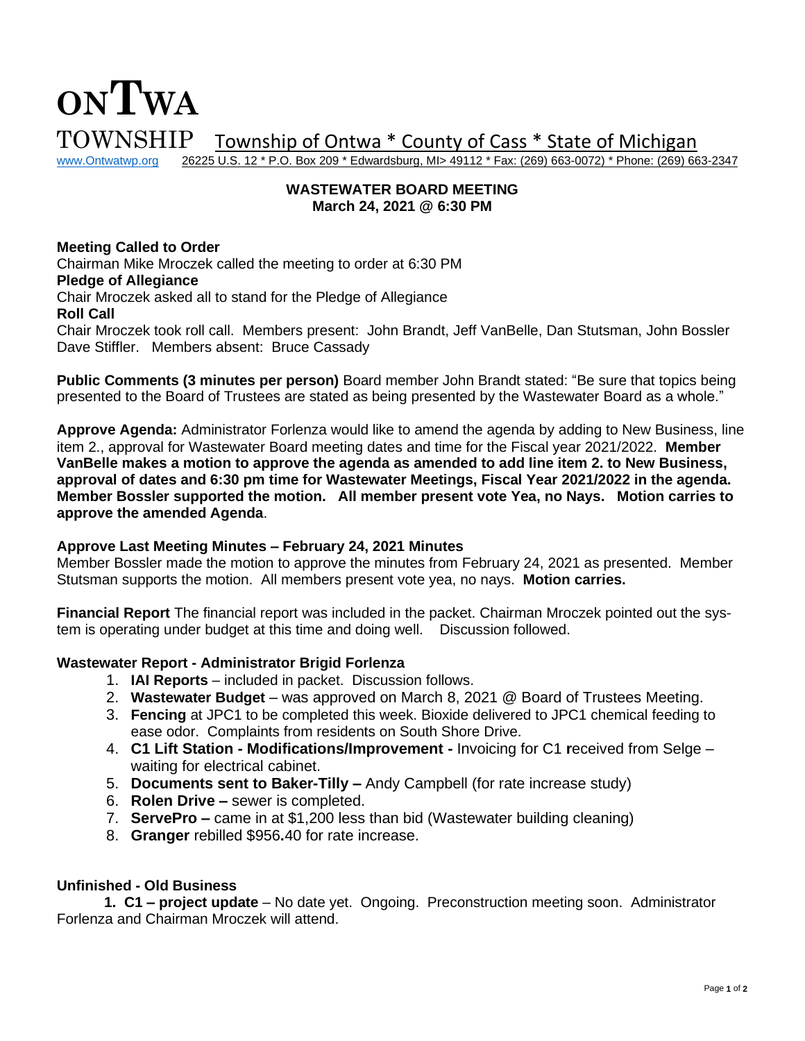# ONTWA TOWNSHIP

Township of Ontwa * County of Cass * State of Michigan

www.Ontwatwp.org 26225 U.S. 12 * P.O. Box 209 * Edwardsburg, MI> 49112 * Fax: (269) 663-0072) * Phone: (269) 663-2347

## WASTEWATER BOARD MEETING
**March 24, 2021 @ 6:30 PM**

**Meeting Called to Order**
Chairman Mike Mroczek called the meeting to order at 6:30 PM
**Pledge of Allegiance**
Chair Mroczek asked all to stand for the Pledge of Allegiance
**Roll Call**
Chair Mroczek took roll call. Members present: John Brandt, Jeff VanBelle, Dan Stutsman, John Bossler Dave Stiffler. Members absent: Bruce Cassady

**Public Comments (3 minutes per person)** Board member John Brandt stated: "Be sure that topics being presented to the Board of Trustees are stated as being presented by the Wastewater Board as a whole."

**Approve Agenda:** Administrator Forlenza would like to amend the agenda by adding to New Business, line item 2., approval for Wastewater Board meeting dates and time for the Fiscal year 2021/2022. **Member VanBelle makes a motion to approve the agenda as amended to add line item 2. to New Business, approval of dates and 6:30 pm time for Wastewater Meetings, Fiscal Year 2021/2022 in the agenda. Member Bossler supported the motion. All member present vote Yea, no Nays. Motion carries to approve the amended Agenda**.

**Approve Last Meeting Minutes – February 24, 2021 Minutes**
Member Bossler made the motion to approve the minutes from February 24, 2021 as presented. Member Stutsman supports the motion. All members present vote yea, no nays. **Motion carries.**

**Financial Report** The financial report was included in the packet. Chairman Mroczek pointed out the system is operating under budget at this time and doing well. Discussion followed.

**Wastewater Report - Administrator Brigid Forlenza**

1. **IAI Reports** – included in packet. Discussion follows.
2. **Wastewater Budget** – was approved on March 8, 2021 @ Board of Trustees Meeting.
3. **Fencing** at JPC1 to be completed this week. Bioxide delivered to JPC1 chemical feeding to ease odor. Complaints from residents on South Shore Drive.
4. **C1 Lift Station - Modifications/Improvement -** Invoicing for C1 **r**eceived from Selge – waiting for electrical cabinet.
5. **Documents sent to Baker-Tilly –** Andy Campbell (for rate increase study)
6. **Rolen Drive –** sewer is completed.
7. **ServePro –** came in at $1,200 less than bid (Wastewater building cleaning)
8. **Granger** rebilled $956**.**40 for rate increase.

**Unfinished - Old Business**

**1. C1 – project update** – No date yet. Ongoing. Preconstruction meeting soon. Administrator Forlenza and Chairman Mroczek will attend.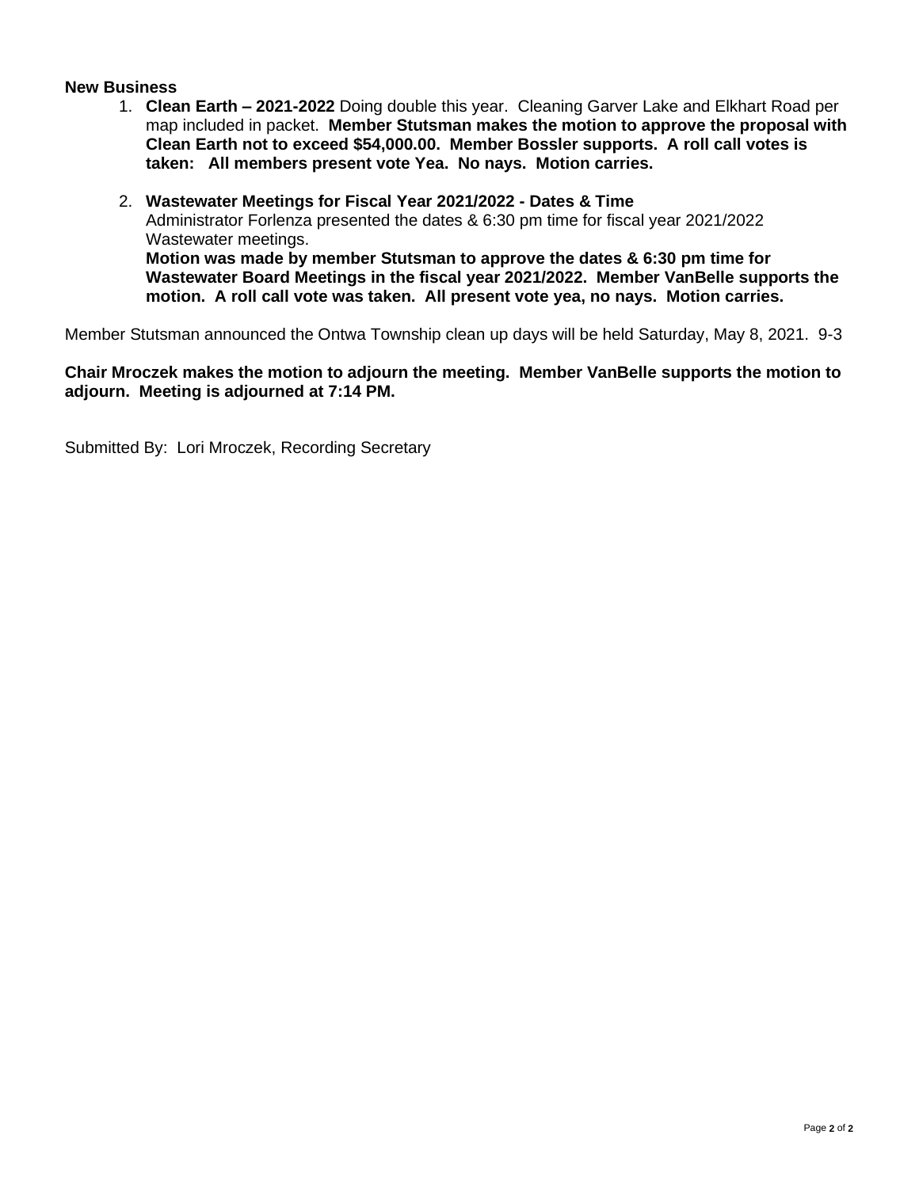**New Business**

1. **Clean Earth – 2021-2022** Doing double this year. Cleaning Garver Lake and Elkhart Road per map included in packet. **Member Stutsman makes the motion to approve the proposal with Clean Earth not to exceed $54,000.00. Member Bossler supports. A roll call votes is taken: All members present vote Yea. No nays. Motion carries.**

2. **Wastewater Meetings for Fiscal Year 2021/2022 - Dates & Time**
   Administrator Forlenza presented the dates & 6:30 pm time for fiscal year 2021/2022 Wastewater meetings.
   **Motion was made by member Stutsman to approve the dates & 6:30 pm time for Wastewater Board Meetings in the fiscal year 2021/2022. Member VanBelle supports the motion. A roll call vote was taken. All present vote yea, no nays. Motion carries.**

Member Stutsman announced the Ontwa Township clean up days will be held Saturday, May 8, 2021. 9-3

**Chair Mroczek makes the motion to adjourn the meeting. Member VanBelle supports the motion to adjourn. Meeting is adjourned at 7:14 PM.**

Submitted By: Lori Mroczek, Recording Secretary